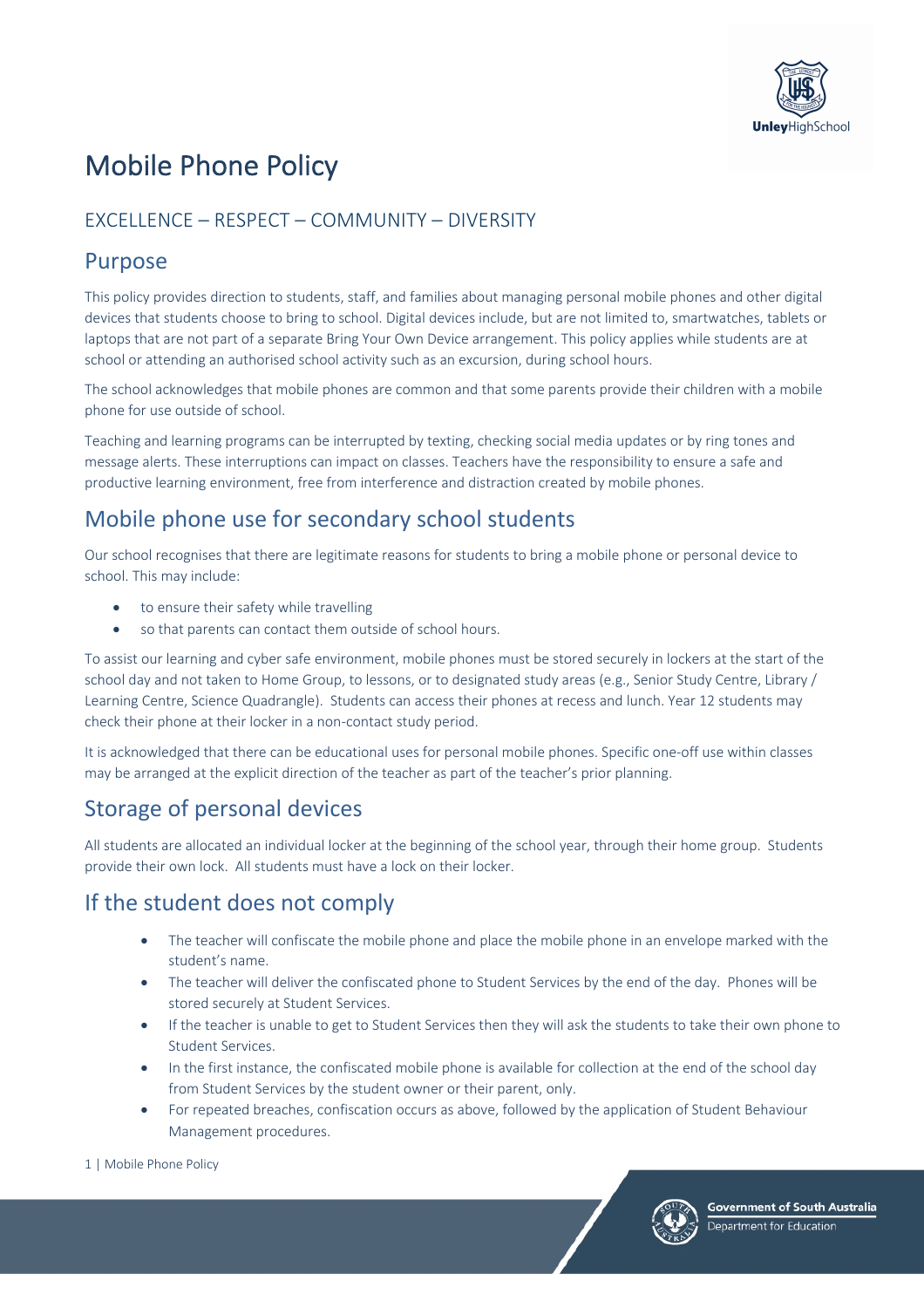# Mobile Phone Policy

## EXCELLENCE – RESPECT – COMMUNITY – DIVERSITY

## Purpose

This policy provides direction to students, staff, and families about managing personal mobile phones and other digital devices that students choose to bring to school. Digital devices include, but are not limited to, smartwatches, tablets or laptops that are not part of a separate Bring Your Own Device arrangement. This policy applies while students are at school or attending an authorised school activity such as an excursion, during school hours.

The school acknowledges that mobile phones are common and that some parents provide their children with a mobile phone for use outside of school.

Teaching and learning programs can be interrupted by texting, checking social media updates or by ring tones and message alerts. These interruptions can impact on classes. Teachers have the responsibility to ensure a safe and productive learning environment, free from interference and distraction created by mobile phones.

## Mobile phone use for secondary school students

Our school recognises that there are legitimate reasons for students to bring a mobile phone or personal device to school. This may include:

- to ensure their safety while travelling
- so that parents can contact them outside of school hours.

To assist our learning and cyber safe environment, mobile phones must be stored securely in lockers at the start of the school day and not taken to Home Group, to lessons, or to designated study areas (e.g., Senior Study Centre, Library / Learning Centre, Science Quadrangle). Students can access their phones at recess and lunch. Year 12 students may check their phone at their locker in a non-contact study period.

It is acknowledged that there can be educational uses for personal mobile phones. Specific one-off use within classes may be arranged at the explicit direction of the teacher as part of the teacher's prior planning.

## Storage of personal devices

All students are allocated an individual locker at the beginning of the school year, through their home group. Students provide their own lock. All students must have a lock on their locker.

## If the student does not comply

- The teacher will confiscate the mobile phone and place the mobile phone in an envelope marked with the student's name.
- The teacher will deliver the confiscated phone to Student Services by the end of the day. Phones will be stored securely at Student Services.
- If the teacher is unable to get to Student Services then they will ask the students to take their own phone to Student Services.
- In the first instance, the confiscated mobile phone is available for collection at the end of the school day from Student Services by the student owner or their parent, only.
- For repeated breaches, confiscation occurs as above, followed by the application of Student Behaviour Management procedures.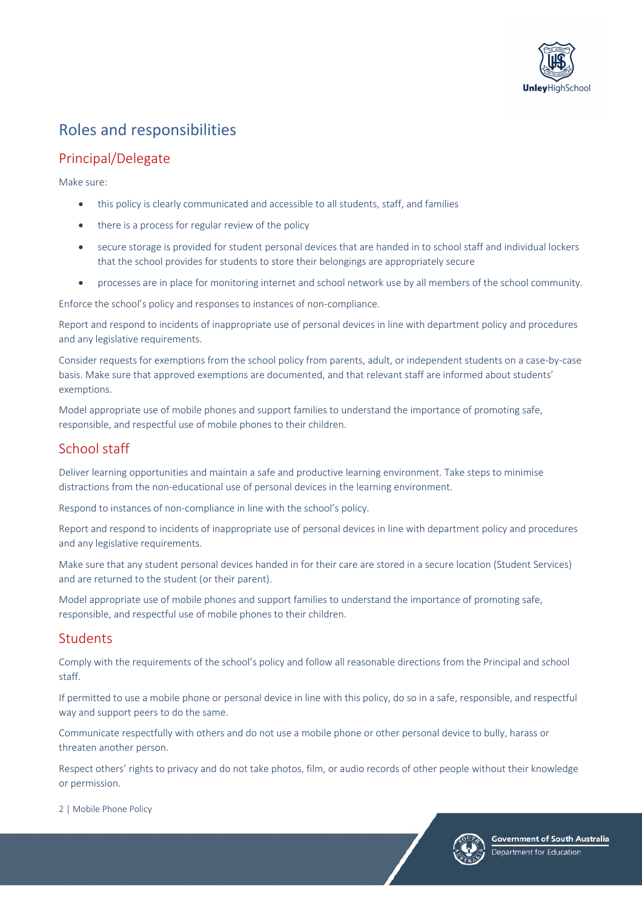# Roles and responsibilities

## Principal/Delegate

Make sure:

- this policy is clearly communicated and accessible to all students, staff, and families
- there is a process for regular review of the policy
- secure storage is provided for student personal devices that are handed in to school staff and individual lockers that the school provides for students to store their belongings are appropriately secure
- processes are in place for monitoring internet and school network use by all members of the school community.

Enforce the school's policy and responses to instances of non-compliance.

Report and respond to incidents of inappropriate use of personal devices in line with department policy and procedures and any legislative requirements.

Consider requests for exemptions from the school policy from parents, adult, or independent students on a case-by-case basis. Make sure that approved exemptions are documented, and that relevant staff are informed about students' exemptions.

Model appropriate use of mobile phones and support families to understand the importance of promoting safe, responsible, and respectful use of mobile phones to their children.

## School staff

Deliver learning opportunities and maintain a safe and productive learning environment. Take steps to minimise distractions from the non-educational use of personal devices in the learning environment.

Respond to instances of non-compliance in line with the school's policy.

Report and respond to incidents of inappropriate use of personal devices in line with department policy and procedures and any legislative requirements.

Make sure that any student personal devices handed in for their care are stored in a secure location (Student Services) and are returned to the student (or their parent).

Model appropriate use of mobile phones and support families to understand the importance of promoting safe, responsible, and respectful use of mobile phones to their children.

## Students

Comply with the requirements of the school's policy and follow all reasonable directions from the Principal and school staff.

If permitted to use a mobile phone or personal device in line with this policy, do so in a safe, responsible, and respectful way and support peers to do the same.

Communicate respectfully with others and do not use a mobile phone or other personal device to bully, harass or threaten another person.

Respect others' rights to privacy and do not take photos, film, or audio records of other people without their knowledge or permission.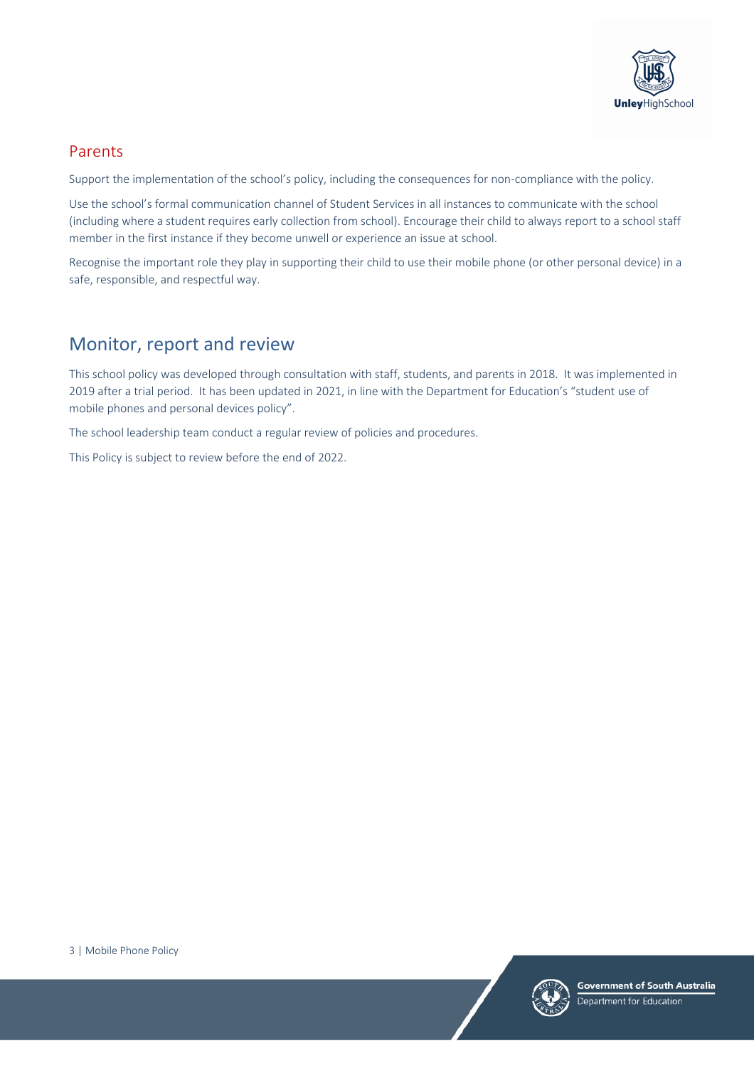## Parents

Support the implementation of the school's policy, including the consequences for non-compliance with the policy.

Use the school's formal communication channel of Student Services in all instances to communicate with the school (including where a student requires early collection from school). Encourage their child to always report to a school staff member in the first instance if they become unwell or experience an issue at school.

Recognise the important role they play in supporting their child to use their mobile phone (or other personal device) in a safe, responsible, and respectful way.

# Monitor, report and review

This school policy was developed through consultation with staff, students, and parents in 2018. It was implemented in 2019 after a trial period. It has been updated in 2021, in line with the Department for Education's "student use of mobile phones and personal devices policy".

The school leadership team conduct a regular review of policies and procedures.

This Policy is subject to review before the end of 2022.